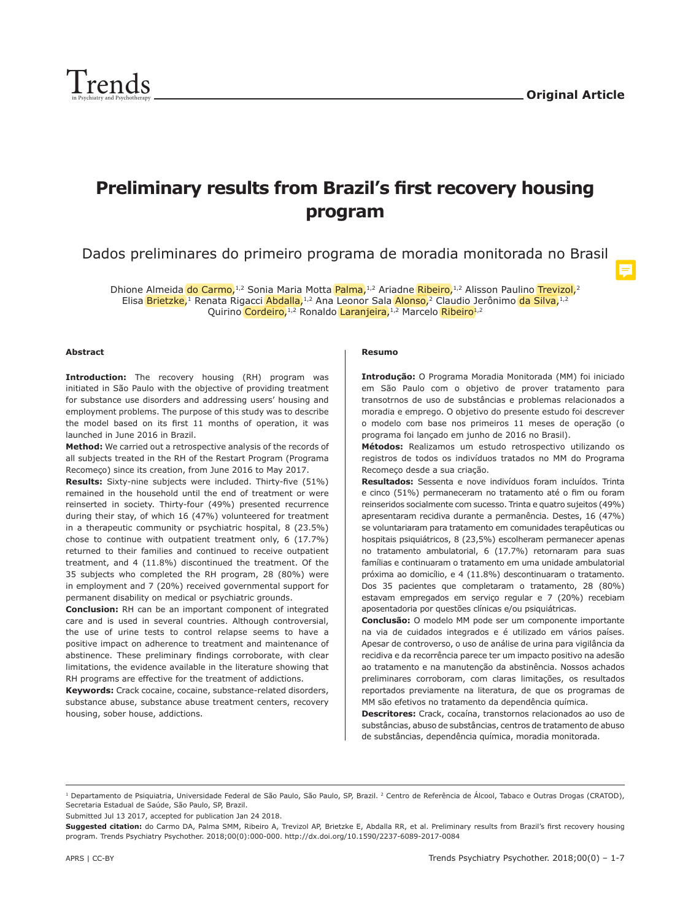Original Article

# Preliminary results from Brazil's first recovery housing program

## Dados preliminares do primeiro programa de moradia monitorada no Brasil

Dhione Almeida do Carmo,[1,2] Sonia Maria Motta Palma,[1,2] Ariadne Ribeiro,[1,2] Alisson Paulino Trevizol,[2] Elisa Brietzke,[1] Renata Rigacci Abdalla,[1,2] Ana Leonor Sala Alonso,[2] Claudio Jerônimo da Silva,[1,2] Quirino Cordeiro,[1,2] Ronaldo Laranjeira,[1,2] Marcelo Ribeiro[1,2]

### Abstract

**Introduction:** The recovery housing (RH) program was initiated in São Paulo with the objective of providing treatment for substance use disorders and addressing users' housing and employment problems. The purpose of this study was to describe the model based on its first 11 months of operation, it was launched in June 2016 in Brazil.

**Method:** We carried out a retrospective analysis of the records of all subjects treated in the RH of the Restart Program (Programa Recomeço) since its creation, from June 2016 to May 2017.

**Results:** Sixty-nine subjects were included. Thirty-five (51%) remained in the household until the end of treatment or were reinserted in society. Thirty-four (49%) presented recurrence during their stay, of which 16 (47%) volunteered for treatment in a therapeutic community or psychiatric hospital, 8 (23.5%) chose to continue with outpatient treatment only, 6 (17.7%) returned to their families and continued to receive outpatient treatment, and 4 (11.8%) discontinued the treatment. Of the 35 subjects who completed the RH program, 28 (80%) were in employment and 7 (20%) received governmental support for permanent disability on medical or psychiatric grounds.

**Conclusion:** RH can be an important component of integrated care and is used in several countries. Although controversial, the use of urine tests to control relapse seems to have a positive impact on adherence to treatment and maintenance of abstinence. These preliminary findings corroborate, with clear limitations, the evidence available in the literature showing that RH programs are effective for the treatment of addictions.

**Keywords:** Crack cocaine, cocaine, substance-related disorders, substance abuse, substance abuse treatment centers, recovery housing, sober house, addictions.

### Resumo

**Introdução:** O Programa Moradia Monitorada (MM) foi iniciado em São Paulo com o objetivo de prover tratamento para transotrnos de uso de substâncias e problemas relacionados a moradia e emprego. O objetivo do presente estudo foi descrever o modelo com base nos primeiros 11 meses de operação (o programa foi lançado em junho de 2016 no Brasil).

**Métodos:** Realizamos um estudo retrospectivo utilizando os registros de todos os indivíduos tratados no MM do Programa Recomeço desde a sua criação.

**Resultados:** Sessenta e nove indivíduos foram incluídos. Trinta e cinco (51%) permaneceram no tratamento até o fim ou foram reinseridos socialmente com sucesso. Trinta e quatro sujeitos (49%) apresentaram recidiva durante a permanência. Destes, 16 (47%) se voluntariaram para tratamento em comunidades terapêuticas ou hospitais psiquiátricos, 8 (23,5%) escolheram permanecer apenas no tratamento ambulatorial, 6 (17.7%) retornaram para suas famílias e continuaram o tratamento em uma unidade ambulatorial próxima ao domicílio, e 4 (11.8%) descontinuaram o tratamento. Dos 35 pacientes que completaram o tratamento, 28 (80%) estavam empregados em serviço regular e 7 (20%) recebiam aposentadoria por questões clínicas e/ou psiquiátricas.

**Conclusão:** O modelo MM pode ser um componente importante na via de cuidados integrados e é utilizado em vários países. Apesar de controverso, o uso de análise de urina para vigilância da recidiva e da recorrência parece ter um impacto positivo na adesão ao tratamento e na manutenção da abstinência. Nossos achados preliminares corroboram, com claras limitações, os resultados reportados previamente na literatura, de que os programas de MM são efetivos no tratamento da dependência química.

**Descritores:** Crack, cocaína, transtornos relacionados ao uso de substâncias, abuso de substâncias, centros de tratamento de abuso de substâncias, dependência química, moradia monitorada.

---

[1] Departamento de Psiquiatria, Universidade Federal de São Paulo, São Paulo, SP, Brazil. [2] Centro de Referência de Álcool, Tabaco e Outras Drogas (CRATOD), Secretaria Estadual de Saúde, São Paulo, SP, Brazil.

Submitted Jul 13 2017, accepted for publication Jan 24 2018.

**Suggested citation:** do Carmo DA, Palma SMM, Ribeiro A, Trevizol AP, Brietzke E, Abdalla RR, et al. Preliminary results from Brazil's first recovery housing program. Trends Psychiatry Psychother. 2018;00(0):000-000. http://dx.doi.org/10.1590/2237-6089-2017-0084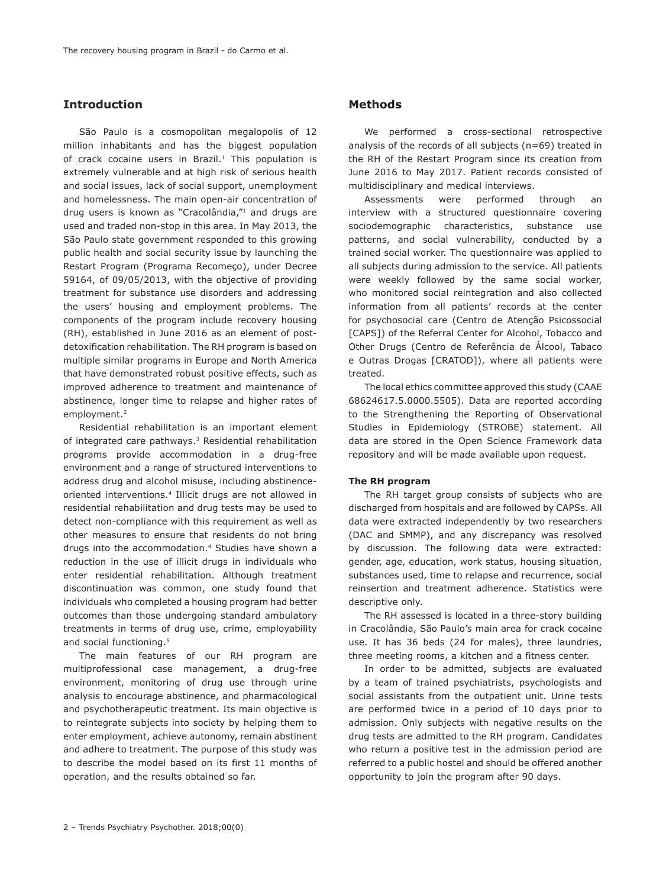## Introduction

São Paulo is a cosmopolitan megalopolis of 12 million inhabitants and has the biggest population of crack cocaine users in Brazil.[1] This population is extremely vulnerable and at high risk of serious health and social issues, lack of social support, unemployment and homelessness. The main open-air concentration of drug users is known as "Cracolândia,"[1] and drugs are used and traded non-stop in this area. In May 2013, the São Paulo state government responded to this growing public health and social security issue by launching the Restart Program (Programa Recomeço), under Decree 59164, of 09/05/2013, with the objective of providing treatment for substance use disorders and addressing the users' housing and employment problems. The components of the program include recovery housing (RH), established in June 2016 as an element of post-detoxification rehabilitation. The RH program is based on multiple similar programs in Europe and North America that have demonstrated robust positive effects, such as improved adherence to treatment and maintenance of abstinence, longer time to relapse and higher rates of employment.[2]

Residential rehabilitation is an important element of integrated care pathways.[3] Residential rehabilitation programs provide accommodation in a drug-free environment and a range of structured interventions to address drug and alcohol misuse, including abstinence-oriented interventions.[4] Illicit drugs are not allowed in residential rehabilitation and drug tests may be used to detect non-compliance with this requirement as well as other measures to ensure that residents do not bring drugs into the accommodation.[4] Studies have shown a reduction in the use of illicit drugs in individuals who enter residential rehabilitation. Although treatment discontinuation was common, one study found that individuals who completed a housing program had better outcomes than those undergoing standard ambulatory treatments in terms of drug use, crime, employability and social functioning.[5]

The main features of our RH program are multiprofessional case management, a drug-free environment, monitoring of drug use through urine analysis to encourage abstinence, and pharmacological and psychotherapeutic treatment. Its main objective is to reintegrate subjects into society by helping them to enter employment, achieve autonomy, remain abstinent and adhere to treatment. The purpose of this study was to describe the model based on its first 11 months of operation, and the results obtained so far.

## Methods

We performed a cross-sectional retrospective analysis of the records of all subjects (n=69) treated in the RH of the Restart Program since its creation from June 2016 to May 2017. Patient records consisted of multidisciplinary and medical interviews.

Assessments were performed through an interview with a structured questionnaire covering sociodemographic characteristics, substance use patterns, and social vulnerability, conducted by a trained social worker. The questionnaire was applied to all subjects during admission to the service. All patients were weekly followed by the same social worker, who monitored social reintegration and also collected information from all patients' records at the center for psychosocial care (Centro de Atenção Psicossocial [CAPS]) of the Referral Center for Alcohol, Tobacco and Other Drugs (Centro de Referência de Álcool, Tabaco e Outras Drogas [CRATOD]), where all patients were treated.

The local ethics committee approved this study (CAAE 68624617.5.0000.5505). Data are reported according to the Strengthening the Reporting of Observational Studies in Epidemiology (STROBE) statement. All data are stored in the Open Science Framework data repository and will be made available upon request.

### The RH program

The RH target group consists of subjects who are discharged from hospitals and are followed by CAPSs. All data were extracted independently by two researchers (DAC and SMMP), and any discrepancy was resolved by discussion. The following data were extracted: gender, age, education, work status, housing situation, substances used, time to relapse and recurrence, social reinsertion and treatment adherence. Statistics were descriptive only.

The RH assessed is located in a three-story building in Cracolândia, São Paulo's main area for crack cocaine use. It has 36 beds (24 for males), three laundries, three meeting rooms, a kitchen and a fitness center.

In order to be admitted, subjects are evaluated by a team of trained psychiatrists, psychologists and social assistants from the outpatient unit. Urine tests are performed twice in a period of 10 days prior to admission. Only subjects with negative results on the drug tests are admitted to the RH program. Candidates who return a positive test in the admission period are referred to a public hostel and should be offered another opportunity to join the program after 90 days.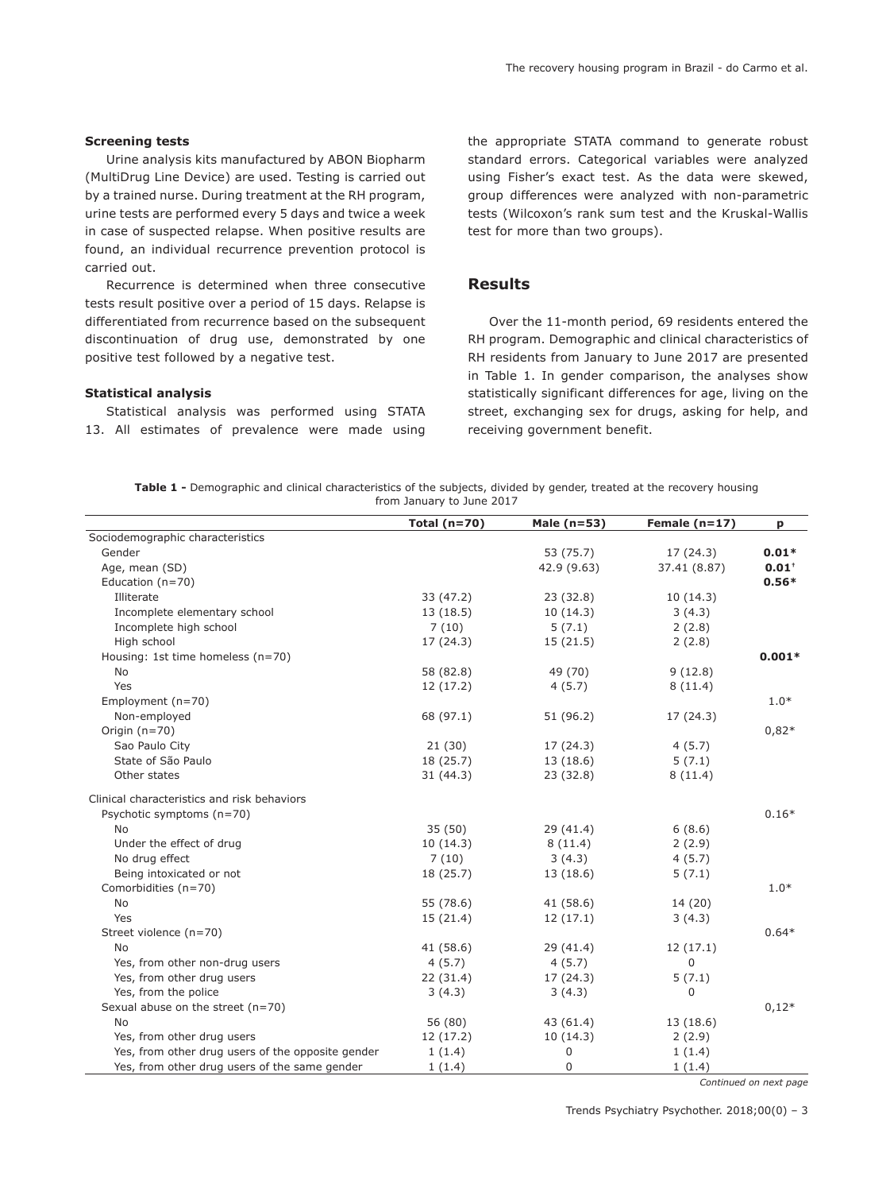### Screening tests

Urine analysis kits manufactured by ABON Biopharm (MultiDrug Line Device) are used. Testing is carried out by a trained nurse. During treatment at the RH program, urine tests are performed every 5 days and twice a week in case of suspected relapse. When positive results are found, an individual recurrence prevention protocol is carried out.

Recurrence is determined when three consecutive tests result positive over a period of 15 days. Relapse is differentiated from recurrence based on the subsequent discontinuation of drug use, demonstrated by one positive test followed by a negative test.

### Statistical analysis

Statistical analysis was performed using STATA 13. All estimates of prevalence were made using the appropriate STATA command to generate robust standard errors. Categorical variables were analyzed using Fisher's exact test. As the data were skewed, group differences were analyzed with non-parametric tests (Wilcoxon's rank sum test and the Kruskal-Wallis test for more than two groups).

## Results

Over the 11-month period, 69 residents entered the RH program. Demographic and clinical characteristics of RH residents from January to June 2017 are presented in Table 1. In gender comparison, the analyses show statistically significant differences for age, living on the street, exchanging sex for drugs, asking for help, and receiving government benefit.

**Table 1 -** Demographic and clinical characteristics of the subjects, divided by gender, treated at the recovery housing from January to June 2017

| | Total (n=70) | Male (n=53) | Female (n=17) | p |
|---|---|---|---|---|
| Sociodemographic characteristics | | | | |
| Gender | | 53 (75.7) | 17 (24.3) | **0.01*** |
| Age, mean (SD) | | 42.9 (9.63) | 37.41 (8.87) | **0.01†** |
| Education (n=70) | | | | **0.56*** |
| Illiterate | 33 (47.2) | 23 (32.8) | 10 (14.3) | |
| Incomplete elementary school | 13 (18.5) | 10 (14.3) | 3 (4.3) | |
| Incomplete high school | 7 (10) | 5 (7.1) | 2 (2.8) | |
| High school | 17 (24.3) | 15 (21.5) | 2 (2.8) | |
| Housing: 1st time homeless (n=70) | | | | **0.001*** |
| No | 58 (82.8) | 49 (70) | 9 (12.8) | |
| Yes | 12 (17.2) | 4 (5.7) | 8 (11.4) | |
| Employment (n=70) | | | | 1.0* |
| Non-employed | 68 (97.1) | 51 (96.2) | 17 (24.3) | |
| Origin (n=70) | | | | 0,82* |
| Sao Paulo City | 21 (30) | 17 (24.3) | 4 (5.7) | |
| State of São Paulo | 18 (25.7) | 13 (18.6) | 5 (7.1) | |
| Other states | 31 (44.3) | 23 (32.8) | 8 (11.4) | |
| Clinical characteristics and risk behaviors | | | | |
| Psychotic symptoms (n=70) | | | | 0.16* |
| No | 35 (50) | 29 (41.4) | 6 (8.6) | |
| Under the effect of drug | 10 (14.3) | 8 (11.4) | 2 (2.9) | |
| No drug effect | 7 (10) | 3 (4.3) | 4 (5.7) | |
| Being intoxicated or not | 18 (25.7) | 13 (18.6) | 5 (7.1) | |
| Comorbidities (n=70) | | | | 1.0* |
| No | 55 (78.6) | 41 (58.6) | 14 (20) | |
| Yes | 15 (21.4) | 12 (17.1) | 3 (4.3) | |
| Street violence (n=70) | | | | 0.64* |
| No | 41 (58.6) | 29 (41.4) | 12 (17.1) | |
| Yes, from other non-drug users | 4 (5.7) | 4 (5.7) | 0 | |
| Yes, from other drug users | 22 (31.4) | 17 (24.3) | 5 (7.1) | |
| Yes, from the police | 3 (4.3) | 3 (4.3) | 0 | |
| Sexual abuse on the street (n=70) | | | | 0,12* |
| No | 56 (80) | 43 (61.4) | 13 (18.6) | |
| Yes, from other drug users | 12 (17.2) | 10 (14.3) | 2 (2.9) | |
| Yes, from other drug users of the opposite gender | 1 (1.4) | 0 | 1 (1.4) | |
| Yes, from other drug users of the same gender | 1 (1.4) | 0 | 1 (1.4) | |

*Continued on next page*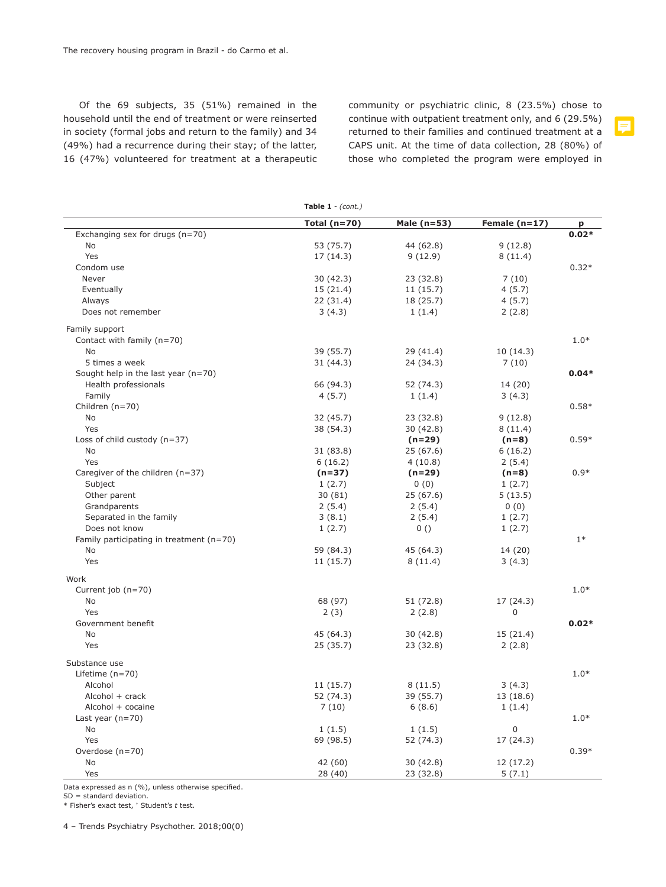Of the 69 subjects, 35 (51%) remained in the household until the end of treatment or were reinserted in society (formal jobs and return to the family) and 34 (49%) had a recurrence during their stay; of the latter, 16 (47%) volunteered for treatment at a therapeutic community or psychiatric clinic, 8 (23.5%) chose to continue with outpatient treatment only, and 6 (29.5%) returned to their families and continued treatment at a CAPS unit. At the time of data collection, 28 (80%) of those who completed the program were employed in

**Table 1** - *(cont.)*

| | Total (n=70) | Male (n=53) | Female (n=17) | p |
|---|---|---|---|---|
| Exchanging sex for drugs (n=70) | | | | **0.02*** |
| No | 53 (75.7) | 44 (62.8) | 9 (12.8) | |
| Yes | 17 (14.3) | 9 (12.9) | 8 (11.4) | |
| Condom use | | | | 0.32* |
| Never | 30 (42.3) | 23 (32.8) | 7 (10) | |
| Eventually | 15 (21.4) | 11 (15.7) | 4 (5.7) | |
| Always | 22 (31.4) | 18 (25.7) | 4 (5.7) | |
| Does not remember | 3 (4.3) | 1 (1.4) | 2 (2.8) | |
| Family support | | | | |
| Contact with family (n=70) | | | | 1.0* |
| No | 39 (55.7) | 29 (41.4) | 10 (14.3) | |
| 5 times a week | 31 (44.3) | 24 (34.3) | 7 (10) | |
| Sought help in the last year (n=70) | | | | **0.04*** |
| Health professionals | 66 (94.3) | 52 (74.3) | 14 (20) | |
| Family | 4 (5.7) | 1 (1.4) | 3 (4.3) | |
| Children (n=70) | | | | 0.58* |
| No | 32 (45.7) | 23 (32.8) | 9 (12.8) | |
| Yes | 38 (54.3) | 30 (42.8) | 8 (11.4) | |
| Loss of child custody (n=37) | | **(n=29)** | **(n=8)** | 0.59* |
| No | 31 (83.8) | 25 (67.6) | 6 (16.2) | |
| Yes | 6 (16.2) | 4 (10.8) | 2 (5.4) | |
| Caregiver of the children (n=37) | **(n=37)** | **(n=29)** | **(n=8)** | 0.9* |
| Subject | 1 (2.7) | 0 (0) | 1 (2.7) | |
| Other parent | 30 (81) | 25 (67.6) | 5 (13.5) | |
| Grandparents | 2 (5.4) | 2 (5.4) | 0 (0) | |
| Separated in the family | 3 (8.1) | 2 (5.4) | 1 (2.7) | |
| Does not know | 1 (2.7) | 0 () | 1 (2.7) | |
| Family participating in treatment (n=70) | | | | 1* |
| No | 59 (84.3) | 45 (64.3) | 14 (20) | |
| Yes | 11 (15.7) | 8 (11.4) | 3 (4.3) | |
| Work | | | | |
| Current job (n=70) | | | | 1.0* |
| No | 68 (97) | 51 (72.8) | 17 (24.3) | |
| Yes | 2 (3) | 2 (2.8) | 0 | |
| Government benefit | | | | **0.02*** |
| No | 45 (64.3) | 30 (42.8) | 15 (21.4) | |
| Yes | 25 (35.7) | 23 (32.8) | 2 (2.8) | |
| Substance use | | | | |
| Lifetime (n=70) | | | | 1.0* |
| Alcohol | 11 (15.7) | 8 (11.5) | 3 (4.3) | |
| Alcohol + crack | 52 (74.3) | 39 (55.7) | 13 (18.6) | |
| Alcohol + cocaine | 7 (10) | 6 (8.6) | 1 (1.4) | |
| Last year (n=70) | | | | 1.0* |
| No | 1 (1.5) | 1 (1.5) | 0 | |
| Yes | 69 (98.5) | 52 (74.3) | 17 (24.3) | |
| Overdose (n=70) | | | | 0.39* |
| No | 42 (60) | 30 (42.8) | 12 (17.2) | |
| Yes | 28 (40) | 23 (32.8) | 5 (7.1) | |

Data expressed as n (%), unless otherwise specified.
SD = standard deviation.
* Fisher's exact test, † Student's *t* test.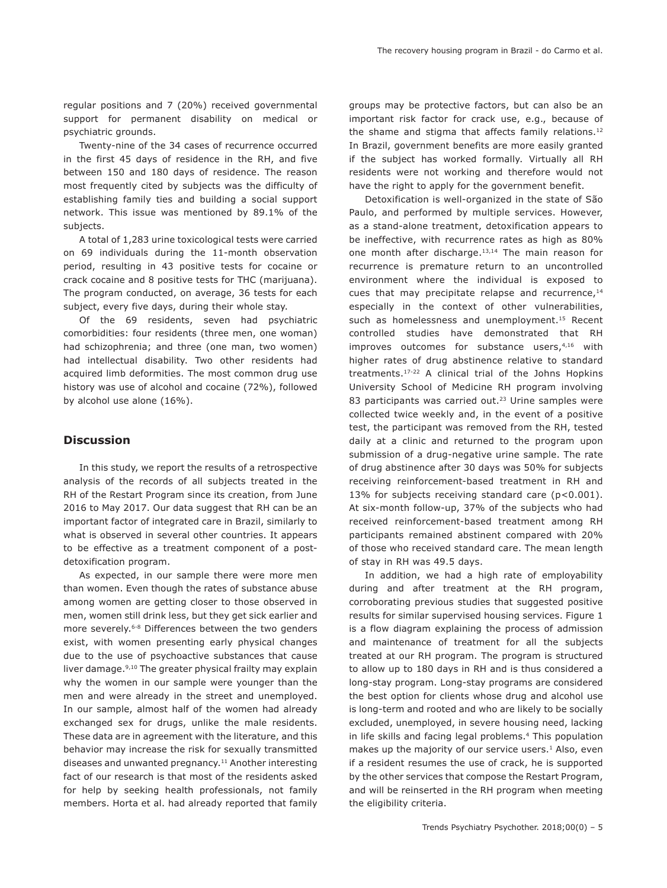regular positions and 7 (20%) received governmental support for permanent disability on medical or psychiatric grounds.

Twenty-nine of the 34 cases of recurrence occurred in the first 45 days of residence in the RH, and five between 150 and 180 days of residence. The reason most frequently cited by subjects was the difficulty of establishing family ties and building a social support network. This issue was mentioned by 89.1% of the subjects.

A total of 1,283 urine toxicological tests were carried on 69 individuals during the 11-month observation period, resulting in 43 positive tests for cocaine or crack cocaine and 8 positive tests for THC (marijuana). The program conducted, on average, 36 tests for each subject, every five days, during their whole stay.

Of the 69 residents, seven had psychiatric comorbidities: four residents (three men, one woman) had schizophrenia; and three (one man, two women) had intellectual disability. Two other residents had acquired limb deformities. The most common drug use history was use of alcohol and cocaine (72%), followed by alcohol use alone (16%).

## Discussion

In this study, we report the results of a retrospective analysis of the records of all subjects treated in the RH of the Restart Program since its creation, from June 2016 to May 2017. Our data suggest that RH can be an important factor of integrated care in Brazil, similarly to what is observed in several other countries. It appears to be effective as a treatment component of a post-detoxification program.

As expected, in our sample there were more men than women. Even though the rates of substance abuse among women are getting closer to those observed in men, women still drink less, but they get sick earlier and more severely.[6-8] Differences between the two genders exist, with women presenting early physical changes due to the use of psychoactive substances that cause liver damage.[9,10] The greater physical frailty may explain why the women in our sample were younger than the men and were already in the street and unemployed. In our sample, almost half of the women had already exchanged sex for drugs, unlike the male residents. These data are in agreement with the literature, and this behavior may increase the risk for sexually transmitted diseases and unwanted pregnancy.[11] Another interesting fact of our research is that most of the residents asked for help by seeking health professionals, not family members. Horta et al. had already reported that family groups may be protective factors, but can also be an important risk factor for crack use, e.g., because of the shame and stigma that affects family relations.[12] In Brazil, government benefits are more easily granted if the subject has worked formally. Virtually all RH residents were not working and therefore would not have the right to apply for the government benefit.

Detoxification is well-organized in the state of São Paulo, and performed by multiple services. However, as a stand-alone treatment, detoxification appears to be ineffective, with recurrence rates as high as 80% one month after discharge.[13,14] The main reason for recurrence is premature return to an uncontrolled environment where the individual is exposed to cues that may precipitate relapse and recurrence,[14] especially in the context of other vulnerabilities, such as homelessness and unemployment.[15] Recent controlled studies have demonstrated that RH improves outcomes for substance users,[4,16] with higher rates of drug abstinence relative to standard treatments.[17-22] A clinical trial of the Johns Hopkins University School of Medicine RH program involving 83 participants was carried out.[23] Urine samples were collected twice weekly and, in the event of a positive test, the participant was removed from the RH, tested daily at a clinic and returned to the program upon submission of a drug-negative urine sample. The rate of drug abstinence after 30 days was 50% for subjects receiving reinforcement-based treatment in RH and 13% for subjects receiving standard care ($p<0.001$). At six-month follow-up, 37% of the subjects who had received reinforcement-based treatment among RH participants remained abstinent compared with 20% of those who received standard care. The mean length of stay in RH was 49.5 days.

In addition, we had a high rate of employability during and after treatment at the RH program, corroborating previous studies that suggested positive results for similar supervised housing services. Figure 1 is a flow diagram explaining the process of admission and maintenance of treatment for all the subjects treated at our RH program. The program is structured to allow up to 180 days in RH and is thus considered a long-stay program. Long-stay programs are considered the best option for clients whose drug and alcohol use is long-term and rooted and who are likely to be socially excluded, unemployed, in severe housing need, lacking in life skills and facing legal problems.[4] This population makes up the majority of our service users.[1] Also, even if a resident resumes the use of crack, he is supported by the other services that compose the Restart Program, and will be reinserted in the RH program when meeting the eligibility criteria.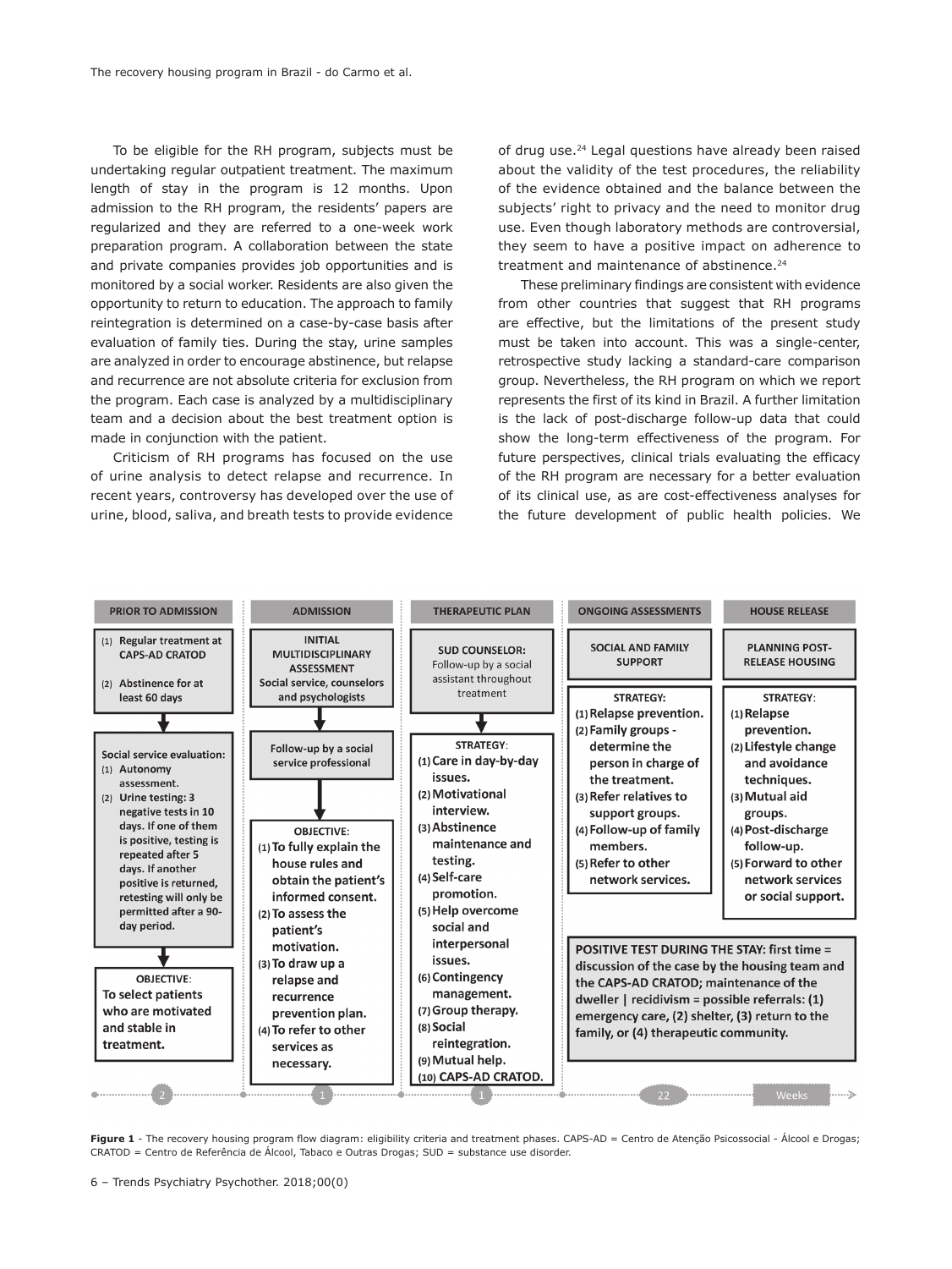To be eligible for the RH program, subjects must be undertaking regular outpatient treatment. The maximum length of stay in the program is 12 months. Upon admission to the RH program, the residents' papers are regularized and they are referred to a one-week work preparation program. A collaboration between the state and private companies provides job opportunities and is monitored by a social worker. Residents are also given the opportunity to return to education. The approach to family reintegration is determined on a case-by-case basis after evaluation of family ties. During the stay, urine samples are analyzed in order to encourage abstinence, but relapse and recurrence are not absolute criteria for exclusion from the program. Each case is analyzed by a multidisciplinary team and a decision about the best treatment option is made in conjunction with the patient.

Criticism of RH programs has focused on the use of urine analysis to detect relapse and recurrence. In recent years, controversy has developed over the use of urine, blood, saliva, and breath tests to provide evidence of drug use.[24] Legal questions have already been raised about the validity of the test procedures, the reliability of the evidence obtained and the balance between the subjects' right to privacy and the need to monitor drug use. Even though laboratory methods are controversial, they seem to have a positive impact on adherence to treatment and maintenance of abstinence.[24]

These preliminary findings are consistent with evidence from other countries that suggest that RH programs are effective, but the limitations of the present study must be taken into account. This was a single-center, retrospective study lacking a standard-care comparison group. Nevertheless, the RH program on which we report represents the first of its kind in Brazil. A further limitation is the lack of post-discharge follow-up data that could show the long-term effectiveness of the program. For future perspectives, clinical trials evaluating the efficacy of the RH program are necessary for a better evaluation of its clinical use, as are cost-effectiveness analyses for the future development of public health policies. We

**PRIOR TO ADMISSION** (2 weeks)

- (1) Regular treatment at CAPS-AD CRATOD
- (2) Abstinence for at least 60 days

Social service evaluation:
- (1) Autonomy assessment.
- (2) Urine testing: 3 negative tests in 10 days. If one of them is positive, testing is repeated after 5 days. If another positive is returned, retesting will only be permitted after a 90-day period.

OBJECTIVE: To select patients who are motivated and stable in treatment.

**ADMISSION** (1 week)

INITIAL MULTIDISCIPLINARY ASSESSMENT: Social service, counselors and psychologists

Follow-up by a social service professional

OBJECTIVE:
- (1) To fully explain the house rules and obtain the patient's informed consent.
- (2) To assess the patient's motivation.
- (3) To draw up a relapse and recurrence prevention plan.
- (4) To refer to other services as necessary.

**THERAPEUTIC PLAN** (1 week)

SUD COUNSELOR: Follow-up by a social assistant throughout treatment

STRATEGY:
- (1) Care in day-by-day issues.
- (2) Motivational interview.
- (3) Abstinence maintenance and testing.
- (4) Self-care promotion.
- (5) Help overcome social and interpersonal issues.
- (6) Contingency management.
- (7) Group therapy.
- (8) Social reintegration.
- (9) Mutual help.
- (10) CAPS-AD CRATOD.

**ONGOING ASSESSMENTS** (22 weeks)

SOCIAL AND FAMILY SUPPORT

STRATEGY:
- (1) Relapse prevention.
- (2) Family groups - determine the person in charge of the treatment.
- (3) Refer relatives to support groups.
- (4) Follow-up of family members.
- (5) Refer to other network services.

**HOUSE RELEASE**

PLANNING POST-RELEASE HOUSING

STRATEGY:
- (1) Relapse prevention.
- (2) Lifestyle change and avoidance techniques.
- (3) Mutual aid groups.
- (4) Post-discharge follow-up.
- (5) Forward to other network services or social support.

POSITIVE TEST DURING THE STAY: first time = discussion of the case by the housing team and the CAPS-AD CRATOD; maintenance of the dweller | recidivism = possible referrals: (1) emergency care, (2) shelter, (3) return to the family, or (4) therapeutic community.

**Figure 1** - The recovery housing program flow diagram: eligibility criteria and treatment phases. CAPS-AD = Centro de Atenção Psicossocial - Álcool e Drogas; CRATOD = Centro de Referência de Álcool, Tabaco e Outras Drogas; SUD = substance use disorder.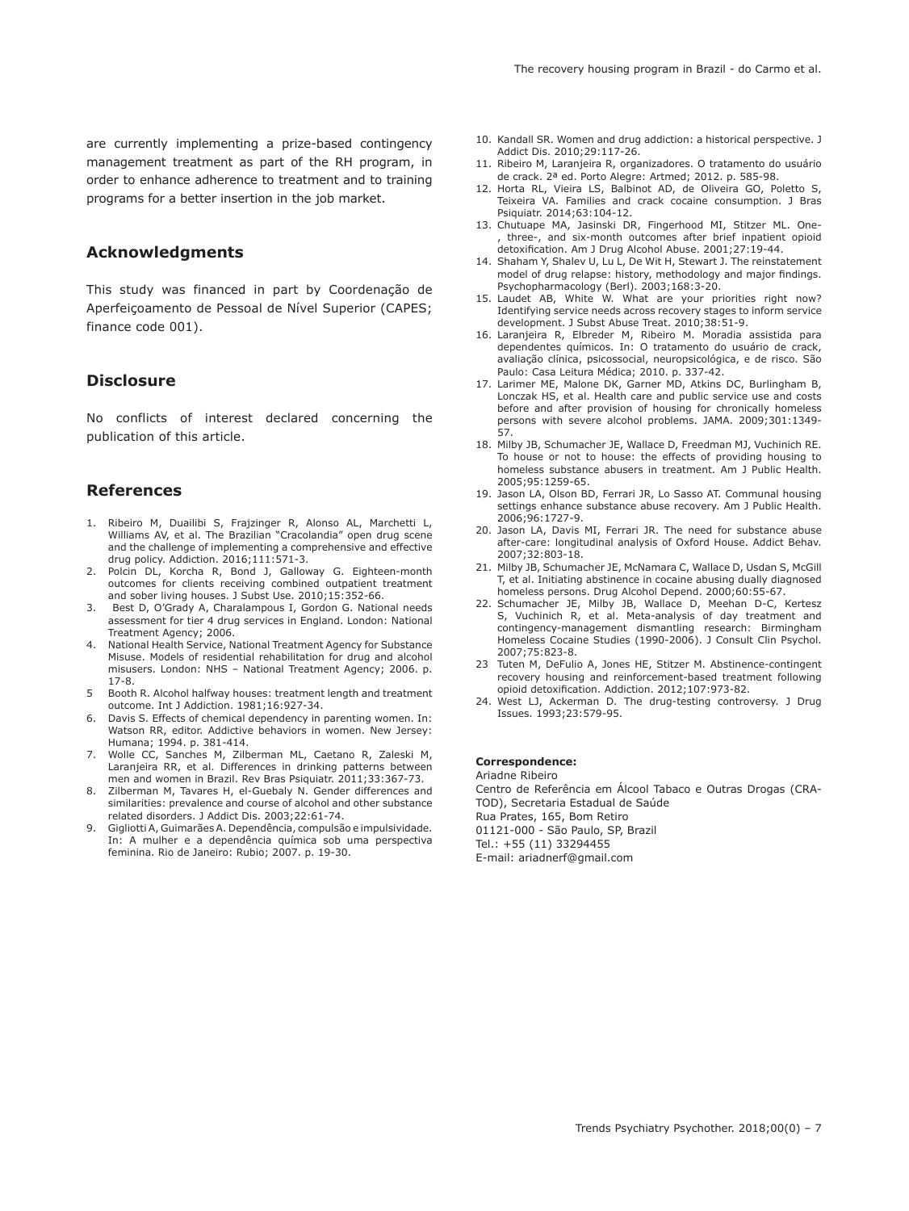are currently implementing a prize-based contingency management treatment as part of the RH program, in order to enhance adherence to treatment and to training programs for a better insertion in the job market.

## Acknowledgments

This study was financed in part by Coordenação de Aperfeiçoamento de Pessoal de Nível Superior (CAPES; finance code 001).

## Disclosure

No conflicts of interest declared concerning the publication of this article.

## References

1. Ribeiro M, Duailibi S, Frajzinger R, Alonso AL, Marchetti L, Williams AV, et al. The Brazilian "Cracolandia" open drug scene and the challenge of implementing a comprehensive and effective drug policy. Addiction. 2016;111:571-3.
2. Polcin DL, Korcha R, Bond J, Galloway G. Eighteen-month outcomes for clients receiving combined outpatient treatment and sober living houses. J Subst Use. 2010;15:352-66.
3. Best D, O'Grady A, Charalampous I, Gordon G. National needs assessment for tier 4 drug services in England. London: National Treatment Agency; 2006.
4. National Health Service, National Treatment Agency for Substance Misuse. Models of residential rehabilitation for drug and alcohol misusers. London: NHS – National Treatment Agency; 2006. p. 17-8.
5. Booth R. Alcohol halfway houses: treatment length and treatment outcome. Int J Addiction. 1981;16:927-34.
6. Davis S. Effects of chemical dependency in parenting women. In: Watson RR, editor. Addictive behaviors in women. New Jersey: Humana; 1994. p. 381-414.
7. Wolle CC, Sanches M, Zilberman ML, Caetano R, Zaleski M, Laranjeira RR, et al. Differences in drinking patterns between men and women in Brazil. Rev Bras Psiquiatr. 2011;33:367-73.
8. Zilberman M, Tavares H, el-Guebaly N. Gender differences and similarities: prevalence and course of alcohol and other substance related disorders. J Addict Dis. 2003;22:61-74.
9. Gigliotti A, Guimarães A. Dependência, compulsão e impulsividade. In: A mulher e a dependência química sob uma perspectiva feminina. Rio de Janeiro: Rubio; 2007. p. 19-30.
10. Kandall SR. Women and drug addiction: a historical perspective. J Addict Dis. 2010;29:117-26.
11. Ribeiro M, Laranjeira R, organizadores. O tratamento do usuário de crack. 2ª ed. Porto Alegre: Artmed; 2012. p. 585-98.
12. Horta RL, Vieira LS, Balbinot AD, de Oliveira GO, Poletto S, Teixeira VA. Families and crack cocaine consumption. J Bras Psiquiatr. 2014;63:104-12.
13. Chutuape MA, Jasinski DR, Fingerhood MI, Stitzer ML. One-, three-, and six-month outcomes after brief inpatient opioid detoxification. Am J Drug Alcohol Abuse. 2001;27:19-44.
14. Shaham Y, Shalev U, Lu L, De Wit H, Stewart J. The reinstatement model of drug relapse: history, methodology and major findings. Psychopharmacology (Berl). 2003;168:3-20.
15. Laudet AB, White W. What are your priorities right now? Identifying service needs across recovery stages to inform service development. J Subst Abuse Treat. 2010;38:51-9.
16. Laranjeira R, Elbreder M, Ribeiro M. Moradia assistida para dependentes químicos. In: O tratamento do usuário de crack, avaliação clínica, psicossocial, neuropsicológica, e de risco. São Paulo: Casa Leitura Médica; 2010. p. 337-42.
17. Larimer ME, Malone DK, Garner MD, Atkins DC, Burlingham B, Lonczak HS, et al. Health care and public service use and costs before and after provision of housing for chronically homeless persons with severe alcohol problems. JAMA. 2009;301:1349-57.
18. Milby JB, Schumacher JE, Wallace D, Freedman MJ, Vuchinich RE. To house or not to house: the effects of providing housing to homeless substance abusers in treatment. Am J Public Health. 2005;95:1259-65.
19. Jason LA, Olson BD, Ferrari JR, Lo Sasso AT. Communal housing settings enhance substance abuse recovery. Am J Public Health. 2006;96:1727-9.
20. Jason LA, Davis MI, Ferrari JR. The need for substance abuse after-care: longitudinal analysis of Oxford House. Addict Behav. 2007;32:803-18.
21. Milby JB, Schumacher JE, McNamara C, Wallace D, Usdan S, McGill T, et al. Initiating abstinence in cocaine abusing dually diagnosed homeless persons. Drug Alcohol Depend. 2000;60:55-67.
22. Schumacher JE, Milby JB, Wallace D, Meehan D-C, Kertesz S, Vuchinich R, et al. Meta-analysis of day treatment and contingency-management dismantling research: Birmingham Homeless Cocaine Studies (1990-2006). J Consult Clin Psychol. 2007;75:823-8.
23. Tuten M, DeFulio A, Jones HE, Stitzer M. Abstinence-contingent recovery housing and reinforcement-based treatment following opioid detoxification. Addiction. 2012;107:973-82.
24. West LJ, Ackerman D. The drug-testing controversy. J Drug Issues. 1993;23:579-95.

**Correspondence:**
Ariadne Ribeiro
Centro de Referência em Álcool Tabaco e Outras Drogas (CRATOD), Secretaria Estadual de Saúde
Rua Prates, 165, Bom Retiro
01121-000 - São Paulo, SP, Brazil
Tel.: +55 (11) 33294455
E-mail: ariadnerf@gmail.com